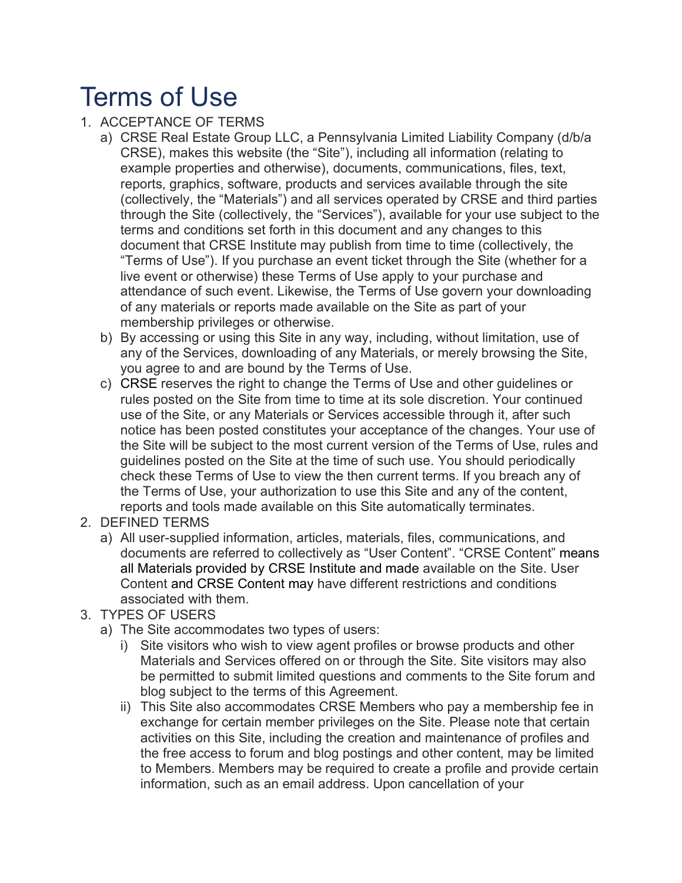# Terms of Use

1. ACCEPTANCE OF TERMS
   a) CRSE Real Estate Group LLC, a Pennsylvania Limited Liability Company (d/b/a CRSE), makes this website (the "Site"), including all information (relating to example properties and otherwise), documents, communications, files, text, reports, graphics, software, products and services available through the site (collectively, the "Materials") and all services operated by CRSE and third parties through the Site (collectively, the "Services"), available for your use subject to the terms and conditions set forth in this document and any changes to this document that CRSE Institute may publish from time to time (collectively, the "Terms of Use"). If you purchase an event ticket through the Site (whether for a live event or otherwise) these Terms of Use apply to your purchase and attendance of such event. Likewise, the Terms of Use govern your downloading of any materials or reports made available on the Site as part of your membership privileges or otherwise.
   b) By accessing or using this Site in any way, including, without limitation, use of any of the Services, downloading of any Materials, or merely browsing the Site, you agree to and are bound by the Terms of Use.
   c) CRSE reserves the right to change the Terms of Use and other guidelines or rules posted on the Site from time to time at its sole discretion. Your continued use of the Site, or any Materials or Services accessible through it, after such notice has been posted constitutes your acceptance of the changes. Your use of the Site will be subject to the most current version of the Terms of Use, rules and guidelines posted on the Site at the time of such use. You should periodically check these Terms of Use to view the then current terms. If you breach any of the Terms of Use, your authorization to use this Site and any of the content, reports and tools made available on this Site automatically terminates.
2. DEFINED TERMS
   a) All user-supplied information, articles, materials, files, communications, and documents are referred to collectively as "User Content". "CRSE Content" means all Materials provided by CRSE Institute and made available on the Site. User Content and CRSE Content may have different restrictions and conditions associated with them.
3. TYPES OF USERS
   a) The Site accommodates two types of users:
      i) Site visitors who wish to view agent profiles or browse products and other Materials and Services offered on or through the Site. Site visitors may also be permitted to submit limited questions and comments to the Site forum and blog subject to the terms of this Agreement.
      ii) This Site also accommodates CRSE Members who pay a membership fee in exchange for certain member privileges on the Site. Please note that certain activities on this Site, including the creation and maintenance of profiles and the free access to forum and blog postings and other content, may be limited to Members. Members may be required to create a profile and provide certain information, such as an email address. Upon cancellation of your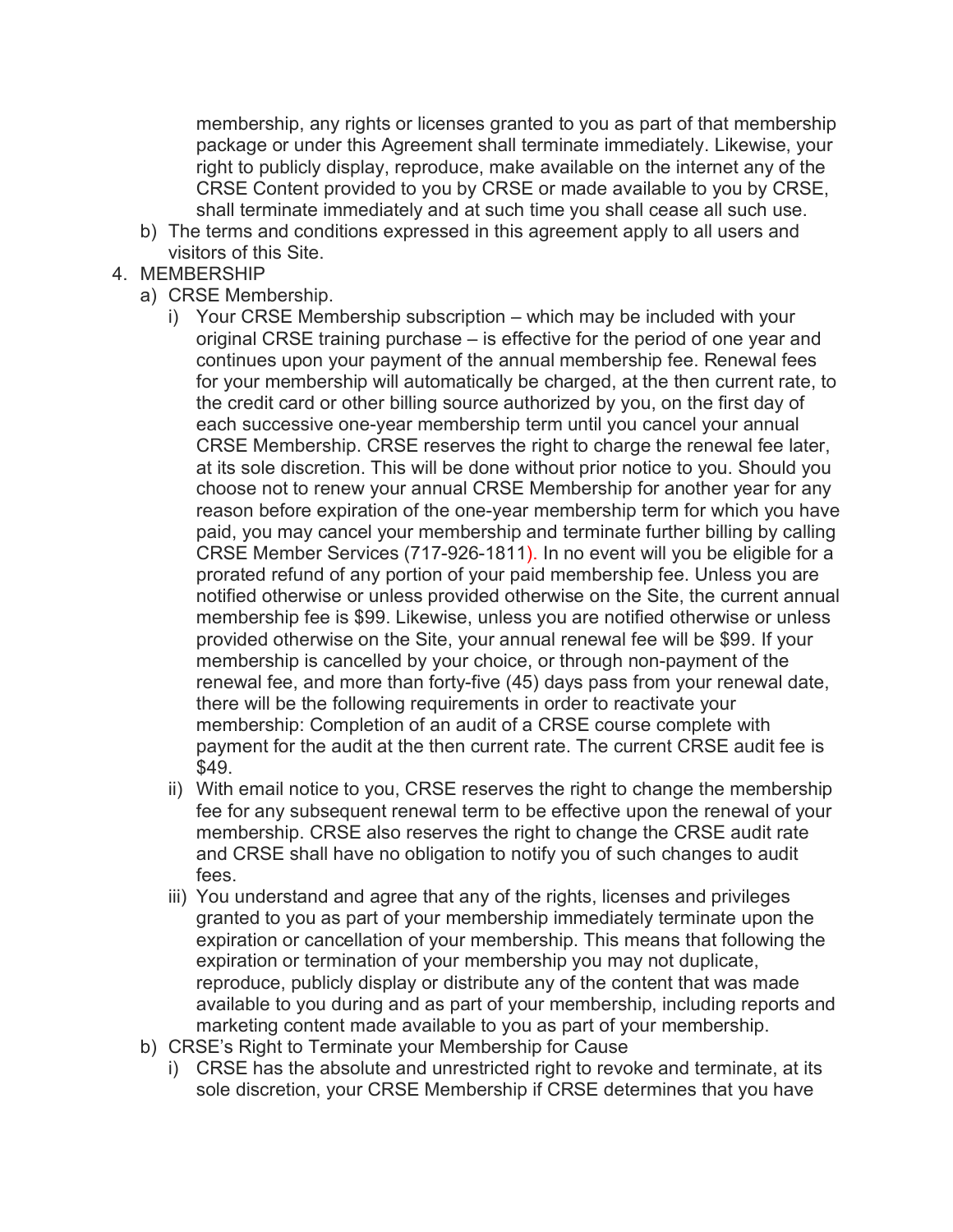membership, any rights or licenses granted to you as part of that membership package or under this Agreement shall terminate immediately. Likewise, your right to publicly display, reproduce, make available on the internet any of the CRSE Content provided to you by CRSE or made available to you by CRSE, shall terminate immediately and at such time you shall cease all such use.

b) The terms and conditions expressed in this agreement apply to all users and visitors of this Site.

4. MEMBERSHIP
   a) CRSE Membership.
      i) Your CRSE Membership subscription – which may be included with your original CRSE training purchase – is effective for the period of one year and continues upon your payment of the annual membership fee. Renewal fees for your membership will automatically be charged, at the then current rate, to the credit card or other billing source authorized by you, on the first day of each successive one-year membership term until you cancel your annual CRSE Membership. CRSE reserves the right to charge the renewal fee later, at its sole discretion. This will be done without prior notice to you. Should you choose not to renew your annual CRSE Membership for another year for any reason before expiration of the one-year membership term for which you have paid, you may cancel your membership and terminate further billing by calling CRSE Member Services (717-926-1811). In no event will you be eligible for a prorated refund of any portion of your paid membership fee. Unless you are notified otherwise or unless provided otherwise on the Site, the current annual membership fee is $99. Likewise, unless you are notified otherwise or unless provided otherwise on the Site, your annual renewal fee will be $99. If your membership is cancelled by your choice, or through non-payment of the renewal fee, and more than forty-five (45) days pass from your renewal date, there will be the following requirements in order to reactivate your membership: Completion of an audit of a CRSE course complete with payment for the audit at the then current rate. The current CRSE audit fee is $49.
      ii) With email notice to you, CRSE reserves the right to change the membership fee for any subsequent renewal term to be effective upon the renewal of your membership. CRSE also reserves the right to change the CRSE audit rate and CRSE shall have no obligation to notify you of such changes to audit fees.
      iii) You understand and agree that any of the rights, licenses and privileges granted to you as part of your membership immediately terminate upon the expiration or cancellation of your membership. This means that following the expiration or termination of your membership you may not duplicate, reproduce, publicly display or distribute any of the content that was made available to you during and as part of your membership, including reports and marketing content made available to you as part of your membership.
   b) CRSE's Right to Terminate your Membership for Cause
      i) CRSE has the absolute and unrestricted right to revoke and terminate, at its sole discretion, your CRSE Membership if CRSE determines that you have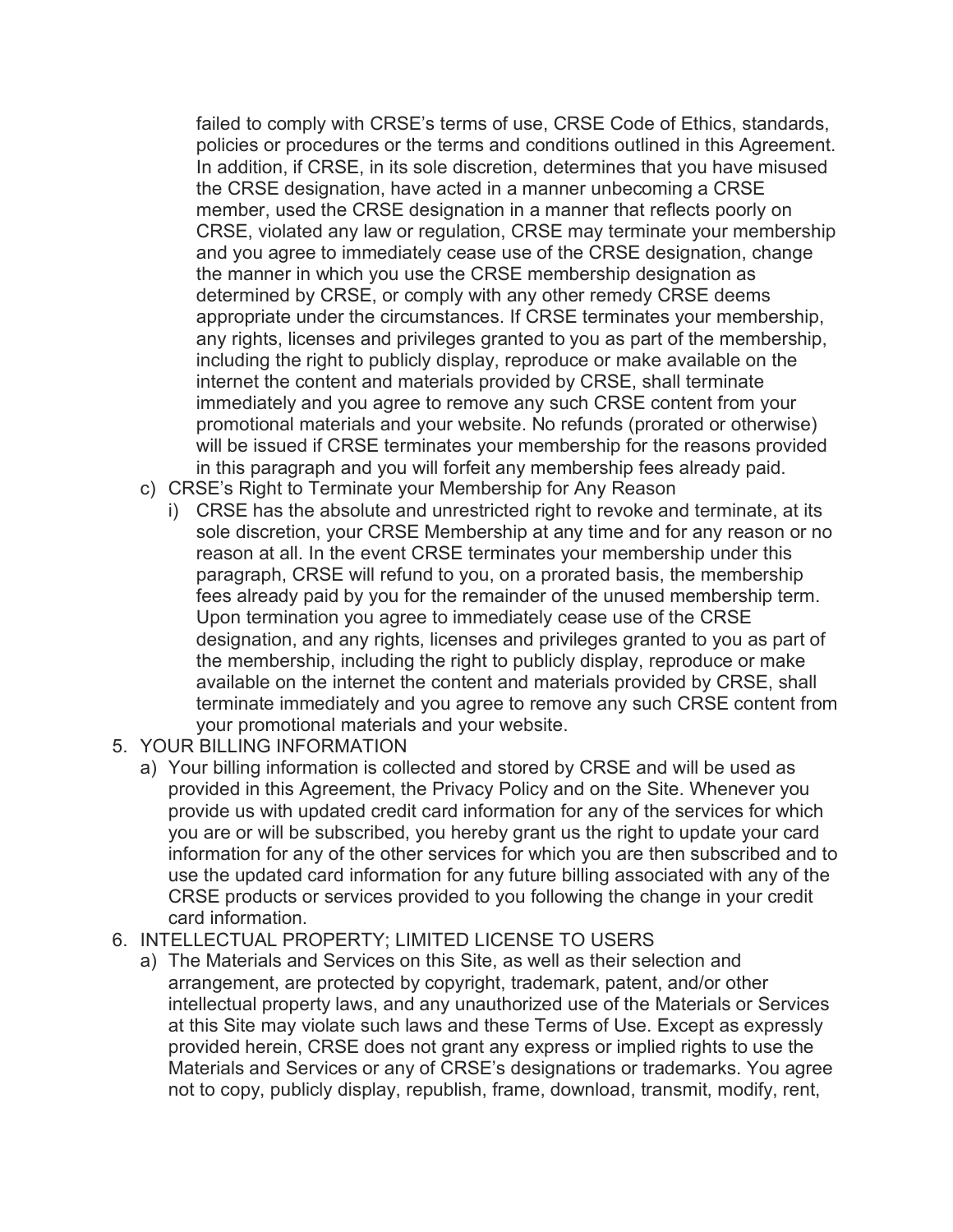failed to comply with CRSE's terms of use, CRSE Code of Ethics, standards, policies or procedures or the terms and conditions outlined in this Agreement. In addition, if CRSE, in its sole discretion, determines that you have misused the CRSE designation, have acted in a manner unbecoming a CRSE member, used the CRSE designation in a manner that reflects poorly on CRSE, violated any law or regulation, CRSE may terminate your membership and you agree to immediately cease use of the CRSE designation, change the manner in which you use the CRSE membership designation as determined by CRSE, or comply with any other remedy CRSE deems appropriate under the circumstances. If CRSE terminates your membership, any rights, licenses and privileges granted to you as part of the membership, including the right to publicly display, reproduce or make available on the internet the content and materials provided by CRSE, shall terminate immediately and you agree to remove any such CRSE content from your promotional materials and your website. No refunds (prorated or otherwise) will be issued if CRSE terminates your membership for the reasons provided in this paragraph and you will forfeit any membership fees already paid.

c) CRSE's Right to Terminate your Membership for Any Reason
   i) CRSE has the absolute and unrestricted right to revoke and terminate, at its sole discretion, your CRSE Membership at any time and for any reason or no reason at all. In the event CRSE terminates your membership under this paragraph, CRSE will refund to you, on a prorated basis, the membership fees already paid by you for the remainder of the unused membership term. Upon termination you agree to immediately cease use of the CRSE designation, and any rights, licenses and privileges granted to you as part of the membership, including the right to publicly display, reproduce or make available on the internet the content and materials provided by CRSE, shall terminate immediately and you agree to remove any such CRSE content from your promotional materials and your website.

5. YOUR BILLING INFORMATION
   a) Your billing information is collected and stored by CRSE and will be used as provided in this Agreement, the Privacy Policy and on the Site. Whenever you provide us with updated credit card information for any of the services for which you are or will be subscribed, you hereby grant us the right to update your card information for any of the other services for which you are then subscribed and to use the updated card information for any future billing associated with any of the CRSE products or services provided to you following the change in your credit card information.

6. INTELLECTUAL PROPERTY; LIMITED LICENSE TO USERS
   a) The Materials and Services on this Site, as well as their selection and arrangement, are protected by copyright, trademark, patent, and/or other intellectual property laws, and any unauthorized use of the Materials or Services at this Site may violate such laws and these Terms of Use. Except as expressly provided herein, CRSE does not grant any express or implied rights to use the Materials and Services or any of CRSE's designations or trademarks. You agree not to copy, publicly display, republish, frame, download, transmit, modify, rent,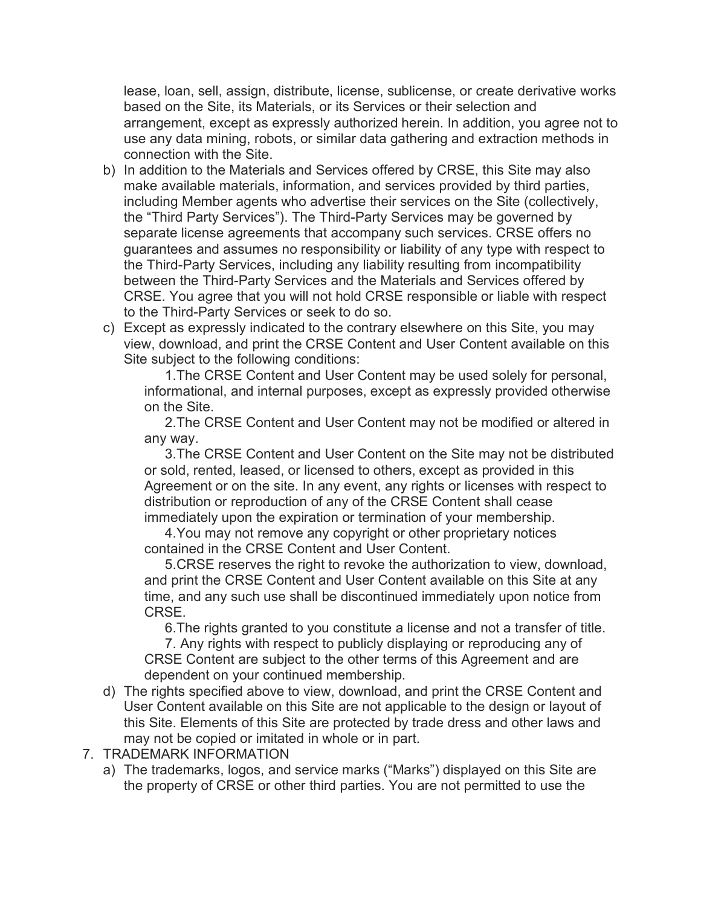lease, loan, sell, assign, distribute, license, sublicense, or create derivative works based on the Site, its Materials, or its Services or their selection and arrangement, except as expressly authorized herein. In addition, you agree not to use any data mining, robots, or similar data gathering and extraction methods in connection with the Site.

b) In addition to the Materials and Services offered by CRSE, this Site may also make available materials, information, and services provided by third parties, including Member agents who advertise their services on the Site (collectively, the "Third Party Services"). The Third-Party Services may be governed by separate license agreements that accompany such services. CRSE offers no guarantees and assumes no responsibility or liability of any type with respect to the Third-Party Services, including any liability resulting from incompatibility between the Third-Party Services and the Materials and Services offered by CRSE. You agree that you will not hold CRSE responsible or liable with respect to the Third-Party Services or seek to do so.

c) Except as expressly indicated to the contrary elsewhere on this Site, you may view, download, and print the CRSE Content and User Content available on this Site subject to the following conditions:

   1. The CRSE Content and User Content may be used solely for personal, informational, and internal purposes, except as expressly provided otherwise on the Site.
   2. The CRSE Content and User Content may not be modified or altered in any way.
   3. The CRSE Content and User Content on the Site may not be distributed or sold, rented, leased, or licensed to others, except as provided in this Agreement or on the site. In any event, any rights or licenses with respect to distribution or reproduction of any of the CRSE Content shall cease immediately upon the expiration or termination of your membership.
   4. You may not remove any copyright or other proprietary notices contained in the CRSE Content and User Content.
   5. CRSE reserves the right to revoke the authorization to view, download, and print the CRSE Content and User Content available on this Site at any time, and any such use shall be discontinued immediately upon notice from CRSE.
   6. The rights granted to you constitute a license and not a transfer of title.
   7. Any rights with respect to publicly displaying or reproducing any of CRSE Content are subject to the other terms of this Agreement and are dependent on your continued membership.

d) The rights specified above to view, download, and print the CRSE Content and User Content available on this Site are not applicable to the design or layout of this Site. Elements of this Site are protected by trade dress and other laws and may not be copied or imitated in whole or in part.

7. TRADEMARK INFORMATION

a) The trademarks, logos, and service marks ("Marks") displayed on this Site are the property of CRSE or other third parties. You are not permitted to use the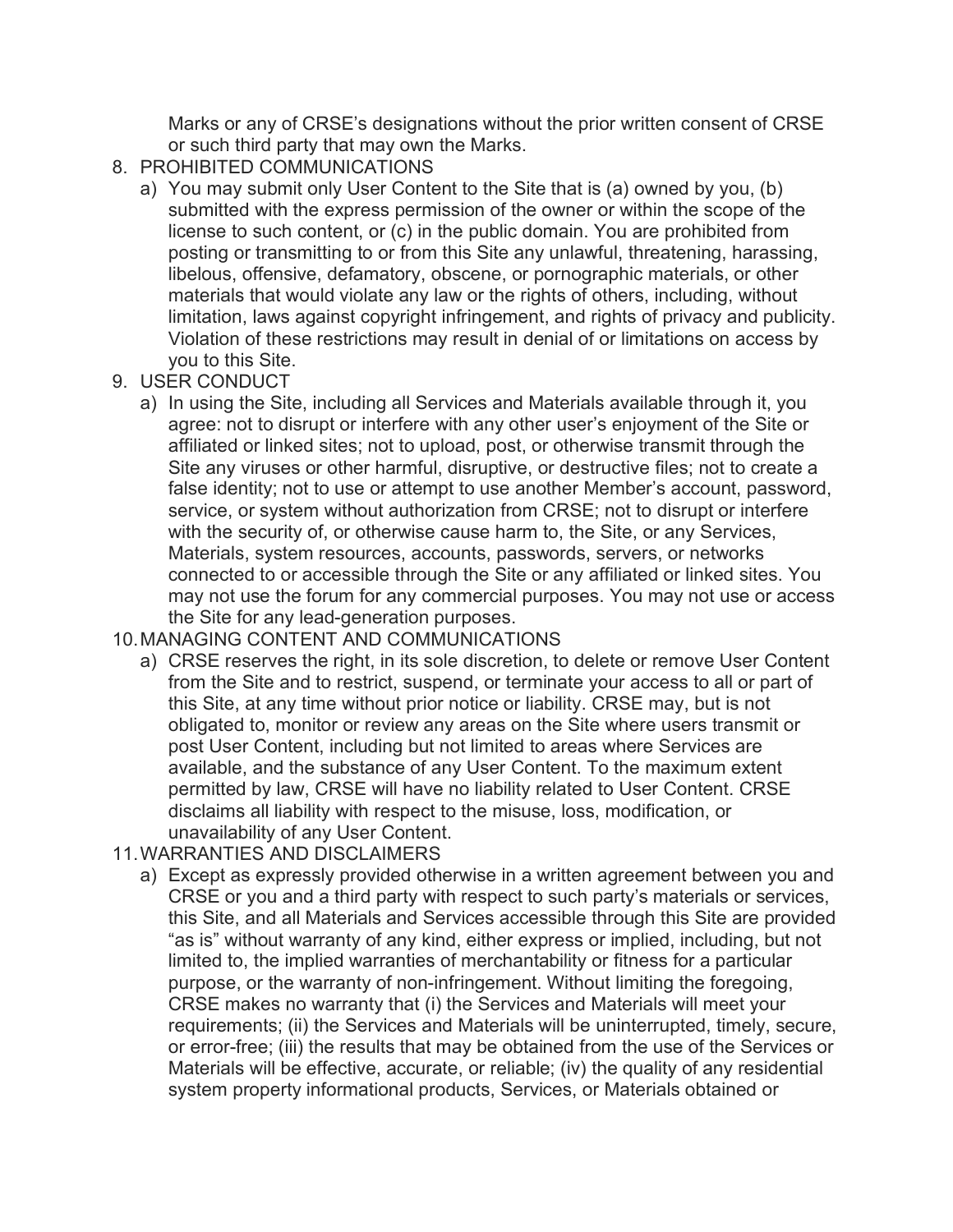Marks or any of CRSE's designations without the prior written consent of CRSE or such third party that may own the Marks.

8. PROHIBITED COMMUNICATIONS
   a) You may submit only User Content to the Site that is (a) owned by you, (b) submitted with the express permission of the owner or within the scope of the license to such content, or (c) in the public domain. You are prohibited from posting or transmitting to or from this Site any unlawful, threatening, harassing, libelous, offensive, defamatory, obscene, or pornographic materials, or other materials that would violate any law or the rights of others, including, without limitation, laws against copyright infringement, and rights of privacy and publicity. Violation of these restrictions may result in denial of or limitations on access by you to this Site.
9. USER CONDUCT
   a) In using the Site, including all Services and Materials available through it, you agree: not to disrupt or interfere with any other user's enjoyment of the Site or affiliated or linked sites; not to upload, post, or otherwise transmit through the Site any viruses or other harmful, disruptive, or destructive files; not to create a false identity; not to use or attempt to use another Member's account, password, service, or system without authorization from CRSE; not to disrupt or interfere with the security of, or otherwise cause harm to, the Site, or any Services, Materials, system resources, accounts, passwords, servers, or networks connected to or accessible through the Site or any affiliated or linked sites. You may not use the forum for any commercial purposes. You may not use or access the Site for any lead-generation purposes.
10. MANAGING CONTENT AND COMMUNICATIONS
    a) CRSE reserves the right, in its sole discretion, to delete or remove User Content from the Site and to restrict, suspend, or terminate your access to all or part of this Site, at any time without prior notice or liability. CRSE may, but is not obligated to, monitor or review any areas on the Site where users transmit or post User Content, including but not limited to areas where Services are available, and the substance of any User Content. To the maximum extent permitted by law, CRSE will have no liability related to User Content. CRSE disclaims all liability with respect to the misuse, loss, modification, or unavailability of any User Content.
11. WARRANTIES AND DISCLAIMERS
    a) Except as expressly provided otherwise in a written agreement between you and CRSE or you and a third party with respect to such party's materials or services, this Site, and all Materials and Services accessible through this Site are provided "as is" without warranty of any kind, either express or implied, including, but not limited to, the implied warranties of merchantability or fitness for a particular purpose, or the warranty of non-infringement. Without limiting the foregoing, CRSE makes no warranty that (i) the Services and Materials will meet your requirements; (ii) the Services and Materials will be uninterrupted, timely, secure, or error-free; (iii) the results that may be obtained from the use of the Services or Materials will be effective, accurate, or reliable; (iv) the quality of any residential system property informational products, Services, or Materials obtained or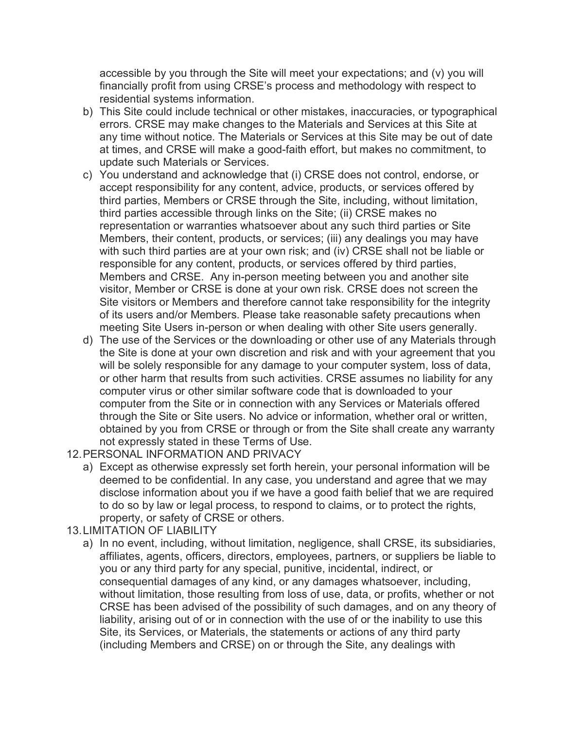accessible by you through the Site will meet your expectations; and (v) you will financially profit from using CRSE's process and methodology with respect to residential systems information.

b) This Site could include technical or other mistakes, inaccuracies, or typographical errors. CRSE may make changes to the Materials and Services at this Site at any time without notice. The Materials or Services at this Site may be out of date at times, and CRSE will make a good-faith effort, but makes no commitment, to update such Materials or Services.

c) You understand and acknowledge that (i) CRSE does not control, endorse, or accept responsibility for any content, advice, products, or services offered by third parties, Members or CRSE through the Site, including, without limitation, third parties accessible through links on the Site; (ii) CRSE makes no representation or warranties whatsoever about any such third parties or Site Members, their content, products, or services; (iii) any dealings you may have with such third parties are at your own risk; and (iv) CRSE shall not be liable or responsible for any content, products, or services offered by third parties, Members and CRSE. Any in-person meeting between you and another site visitor, Member or CRSE is done at your own risk. CRSE does not screen the Site visitors or Members and therefore cannot take responsibility for the integrity of its users and/or Members. Please take reasonable safety precautions when meeting Site Users in-person or when dealing with other Site users generally.

d) The use of the Services or the downloading or other use of any Materials through the Site is done at your own discretion and risk and with your agreement that you will be solely responsible for any damage to your computer system, loss of data, or other harm that results from such activities. CRSE assumes no liability for any computer virus or other similar software code that is downloaded to your computer from the Site or in connection with any Services or Materials offered through the Site or Site users. No advice or information, whether oral or written, obtained by you from CRSE or through or from the Site shall create any warranty not expressly stated in these Terms of Use.

12. PERSONAL INFORMATION AND PRIVACY

a) Except as otherwise expressly set forth herein, your personal information will be deemed to be confidential. In any case, you understand and agree that we may disclose information about you if we have a good faith belief that we are required to do so by law or legal process, to respond to claims, or to protect the rights, property, or safety of CRSE or others.

13. LIMITATION OF LIABILITY

a) In no event, including, without limitation, negligence, shall CRSE, its subsidiaries, affiliates, agents, officers, directors, employees, partners, or suppliers be liable to you or any third party for any special, punitive, incidental, indirect, or consequential damages of any kind, or any damages whatsoever, including, without limitation, those resulting from loss of use, data, or profits, whether or not CRSE has been advised of the possibility of such damages, and on any theory of liability, arising out of or in connection with the use of or the inability to use this Site, its Services, or Materials, the statements or actions of any third party (including Members and CRSE) on or through the Site, any dealings with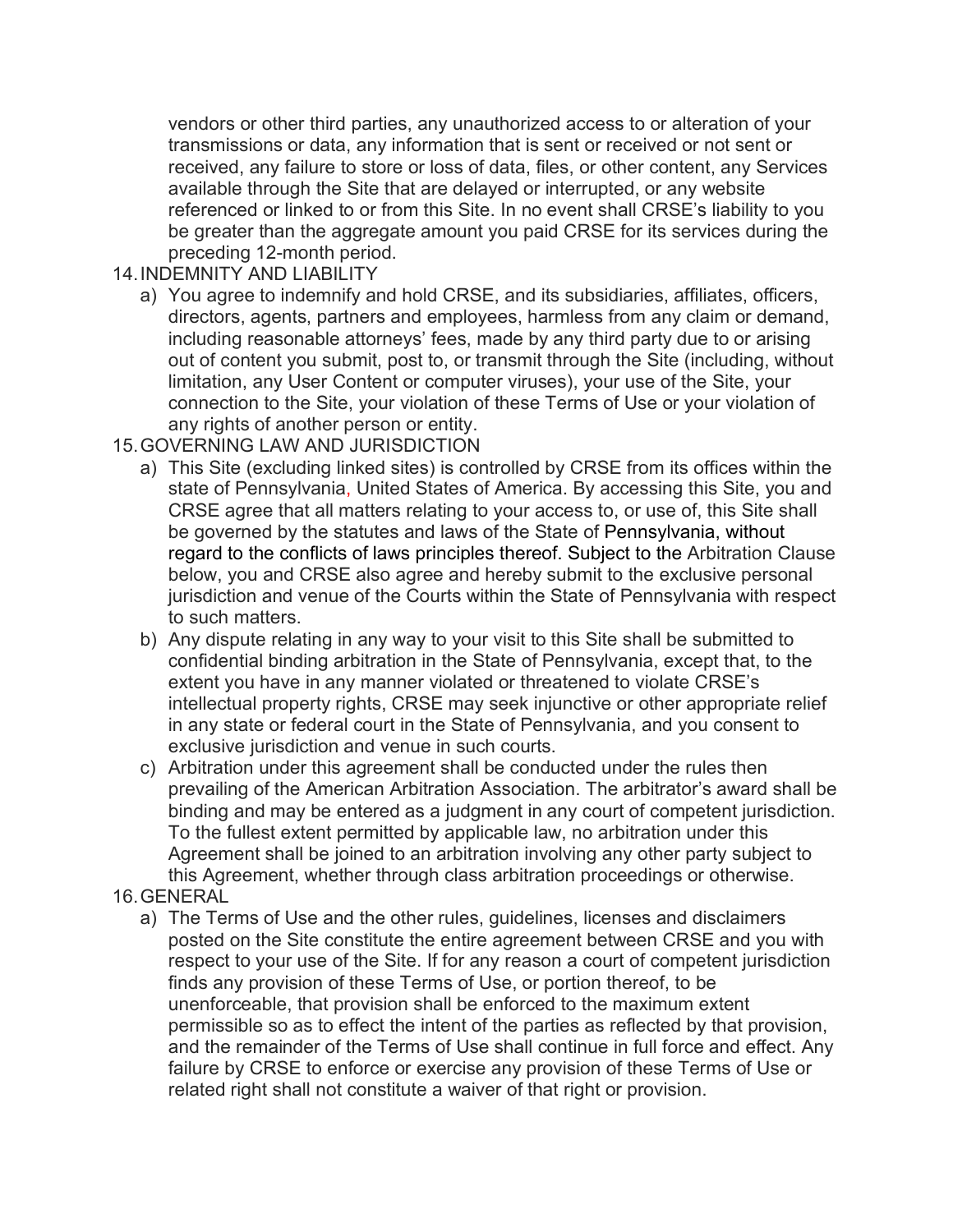vendors or other third parties, any unauthorized access to or alteration of your transmissions or data, any information that is sent or received or not sent or received, any failure to store or loss of data, files, or other content, any Services available through the Site that are delayed or interrupted, or any website referenced or linked to or from this Site. In no event shall CRSE's liability to you be greater than the aggregate amount you paid CRSE for its services during the preceding 12-month period.

14. INDEMNITY AND LIABILITY

    a) You agree to indemnify and hold CRSE, and its subsidiaries, affiliates, officers, directors, agents, partners and employees, harmless from any claim or demand, including reasonable attorneys' fees, made by any third party due to or arising out of content you submit, post to, or transmit through the Site (including, without limitation, any User Content or computer viruses), your use of the Site, your connection to the Site, your violation of these Terms of Use or your violation of any rights of another person or entity.

15. GOVERNING LAW AND JURISDICTION

    a) This Site (excluding linked sites) is controlled by CRSE from its offices within the state of Pennsylvania, United States of America. By accessing this Site, you and CRSE agree that all matters relating to your access to, or use of, this Site shall be governed by the statutes and laws of the State of Pennsylvania, without regard to the conflicts of laws principles thereof. Subject to the Arbitration Clause below, you and CRSE also agree and hereby submit to the exclusive personal jurisdiction and venue of the Courts within the State of Pennsylvania with respect to such matters.

    b) Any dispute relating in any way to your visit to this Site shall be submitted to confidential binding arbitration in the State of Pennsylvania, except that, to the extent you have in any manner violated or threatened to violate CRSE's intellectual property rights, CRSE may seek injunctive or other appropriate relief in any state or federal court in the State of Pennsylvania, and you consent to exclusive jurisdiction and venue in such courts.

    c) Arbitration under this agreement shall be conducted under the rules then prevailing of the American Arbitration Association. The arbitrator's award shall be binding and may be entered as a judgment in any court of competent jurisdiction. To the fullest extent permitted by applicable law, no arbitration under this Agreement shall be joined to an arbitration involving any other party subject to this Agreement, whether through class arbitration proceedings or otherwise.

16. GENERAL

    a) The Terms of Use and the other rules, guidelines, licenses and disclaimers posted on the Site constitute the entire agreement between CRSE and you with respect to your use of the Site. If for any reason a court of competent jurisdiction finds any provision of these Terms of Use, or portion thereof, to be unenforceable, that provision shall be enforced to the maximum extent permissible so as to effect the intent of the parties as reflected by that provision, and the remainder of the Terms of Use shall continue in full force and effect. Any failure by CRSE to enforce or exercise any provision of these Terms of Use or related right shall not constitute a waiver of that right or provision.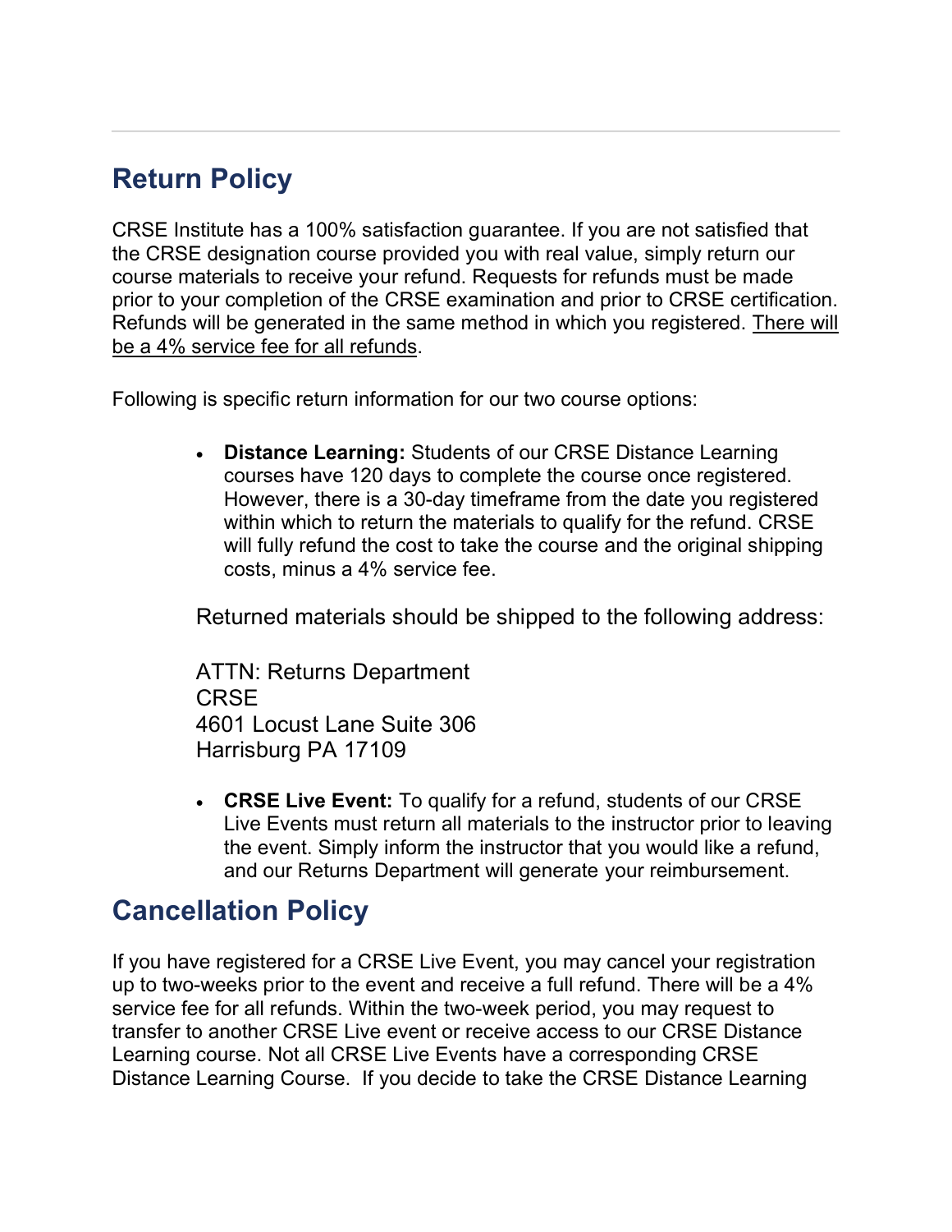## Return Policy

CRSE Institute has a 100% satisfaction guarantee. If you are not satisfied that the CRSE designation course provided you with real value, simply return our course materials to receive your refund. Requests for refunds must be made prior to your completion of the CRSE examination and prior to CRSE certification. Refunds will be generated in the same method in which you registered. There will be a 4% service fee for all refunds.

Following is specific return information for our two course options:

- **Distance Learning:** Students of our CRSE Distance Learning courses have 120 days to complete the course once registered. However, there is a 30-day timeframe from the date you registered within which to return the materials to qualify for the refund. CRSE will fully refund the cost to take the course and the original shipping costs, minus a 4% service fee.

  Returned materials should be shipped to the following address:

  ATTN: Returns Department
  CRSE
  4601 Locust Lane Suite 306
  Harrisburg PA 17109

- **CRSE Live Event:** To qualify for a refund, students of our CRSE Live Events must return all materials to the instructor prior to leaving the event. Simply inform the instructor that you would like a refund, and our Returns Department will generate your reimbursement.

## Cancellation Policy

If you have registered for a CRSE Live Event, you may cancel your registration up to two-weeks prior to the event and receive a full refund. There will be a 4% service fee for all refunds. Within the two-week period, you may request to transfer to another CRSE Live event or receive access to our CRSE Distance Learning course. Not all CRSE Live Events have a corresponding CRSE Distance Learning Course. If you decide to take the CRSE Distance Learning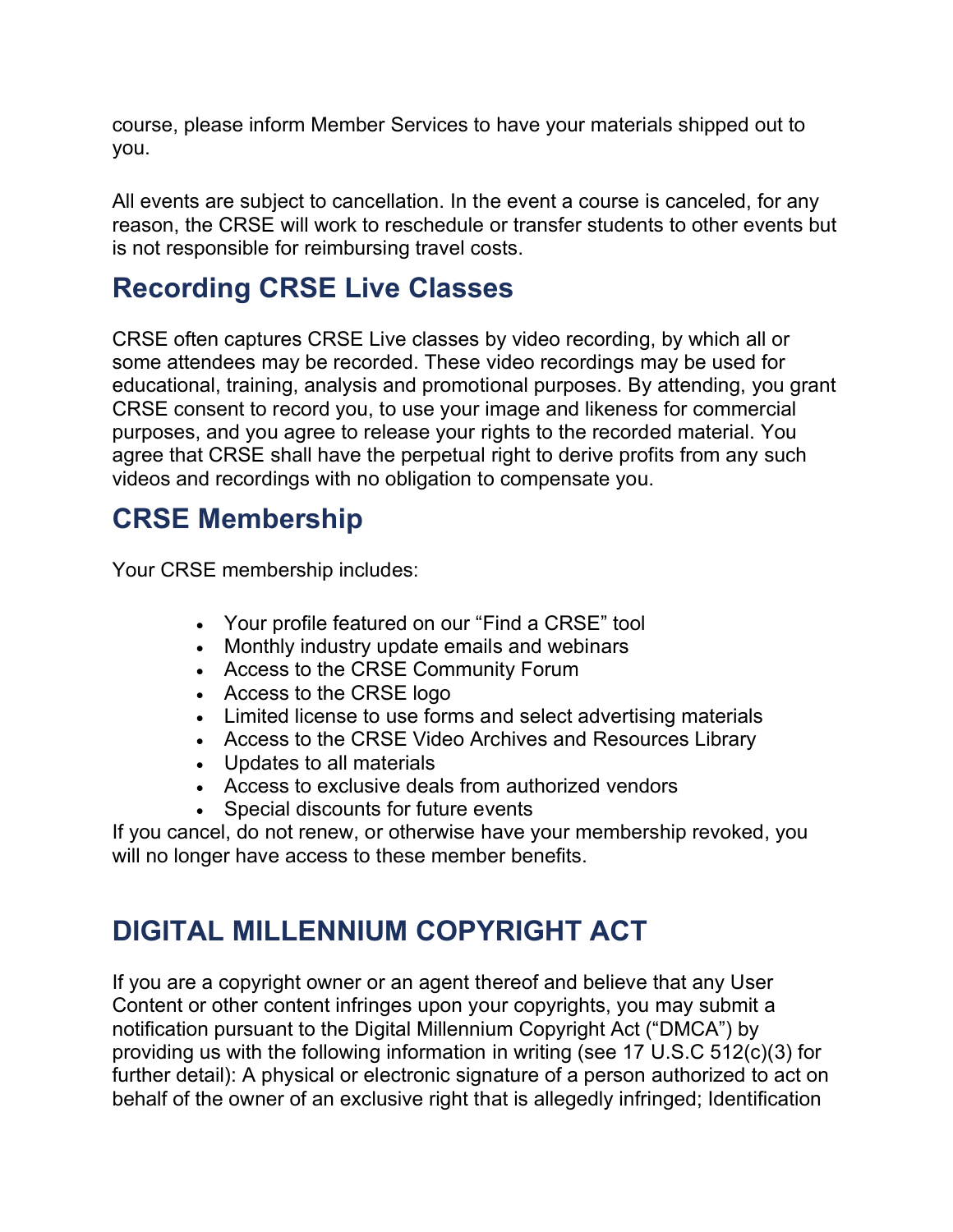course, please inform Member Services to have your materials shipped out to you.

All events are subject to cancellation. In the event a course is canceled, for any reason, the CRSE will work to reschedule or transfer students to other events but is not responsible for reimbursing travel costs.

## Recording CRSE Live Classes

CRSE often captures CRSE Live classes by video recording, by which all or some attendees may be recorded. These video recordings may be used for educational, training, analysis and promotional purposes. By attending, you grant CRSE consent to record you, to use your image and likeness for commercial purposes, and you agree to release your rights to the recorded material. You agree that CRSE shall have the perpetual right to derive profits from any such videos and recordings with no obligation to compensate you.

## CRSE Membership

Your CRSE membership includes:

- Your profile featured on our "Find a CRSE" tool
- Monthly industry update emails and webinars
- Access to the CRSE Community Forum
- Access to the CRSE logo
- Limited license to use forms and select advertising materials
- Access to the CRSE Video Archives and Resources Library
- Updates to all materials
- Access to exclusive deals from authorized vendors
- Special discounts for future events

If you cancel, do not renew, or otherwise have your membership revoked, you will no longer have access to these member benefits.

## DIGITAL MILLENNIUM COPYRIGHT ACT

If you are a copyright owner or an agent thereof and believe that any User Content or other content infringes upon your copyrights, you may submit a notification pursuant to the Digital Millennium Copyright Act ("DMCA") by providing us with the following information in writing (see 17 U.S.C 512(c)(3) for further detail): A physical or electronic signature of a person authorized to act on behalf of the owner of an exclusive right that is allegedly infringed; Identification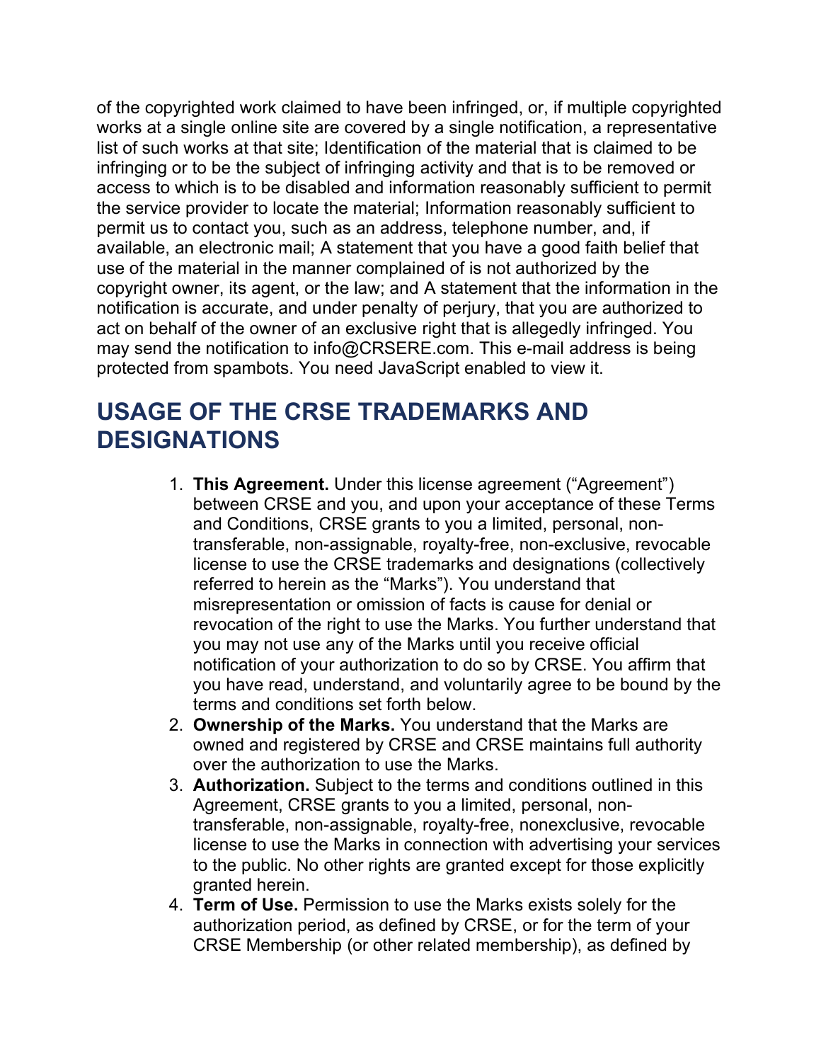of the copyrighted work claimed to have been infringed, or, if multiple copyrighted works at a single online site are covered by a single notification, a representative list of such works at that site; Identification of the material that is claimed to be infringing or to be the subject of infringing activity and that is to be removed or access to which is to be disabled and information reasonably sufficient to permit the service provider to locate the material; Information reasonably sufficient to permit us to contact you, such as an address, telephone number, and, if available, an electronic mail; A statement that you have a good faith belief that use of the material in the manner complained of is not authorized by the copyright owner, its agent, or the law; and A statement that the information in the notification is accurate, and under penalty of perjury, that you are authorized to act on behalf of the owner of an exclusive right that is allegedly infringed. You may send the notification to info@CRSERE.com. This e-mail address is being protected from spambots. You need JavaScript enabled to view it.

## USAGE OF THE CRSE TRADEMARKS AND DESIGNATIONS

1. **This Agreement.** Under this license agreement ("Agreement") between CRSE and you, and upon your acceptance of these Terms and Conditions, CRSE grants to you a limited, personal, non-transferable, non-assignable, royalty-free, non-exclusive, revocable license to use the CRSE trademarks and designations (collectively referred to herein as the "Marks"). You understand that misrepresentation or omission of facts is cause for denial or revocation of the right to use the Marks. You further understand that you may not use any of the Marks until you receive official notification of your authorization to do so by CRSE. You affirm that you have read, understand, and voluntarily agree to be bound by the terms and conditions set forth below.
2. **Ownership of the Marks.** You understand that the Marks are owned and registered by CRSE and CRSE maintains full authority over the authorization to use the Marks.
3. **Authorization.** Subject to the terms and conditions outlined in this Agreement, CRSE grants to you a limited, personal, non-transferable, non-assignable, royalty-free, nonexclusive, revocable license to use the Marks in connection with advertising your services to the public. No other rights are granted except for those explicitly granted herein.
4. **Term of Use.** Permission to use the Marks exists solely for the authorization period, as defined by CRSE, or for the term of your CRSE Membership (or other related membership), as defined by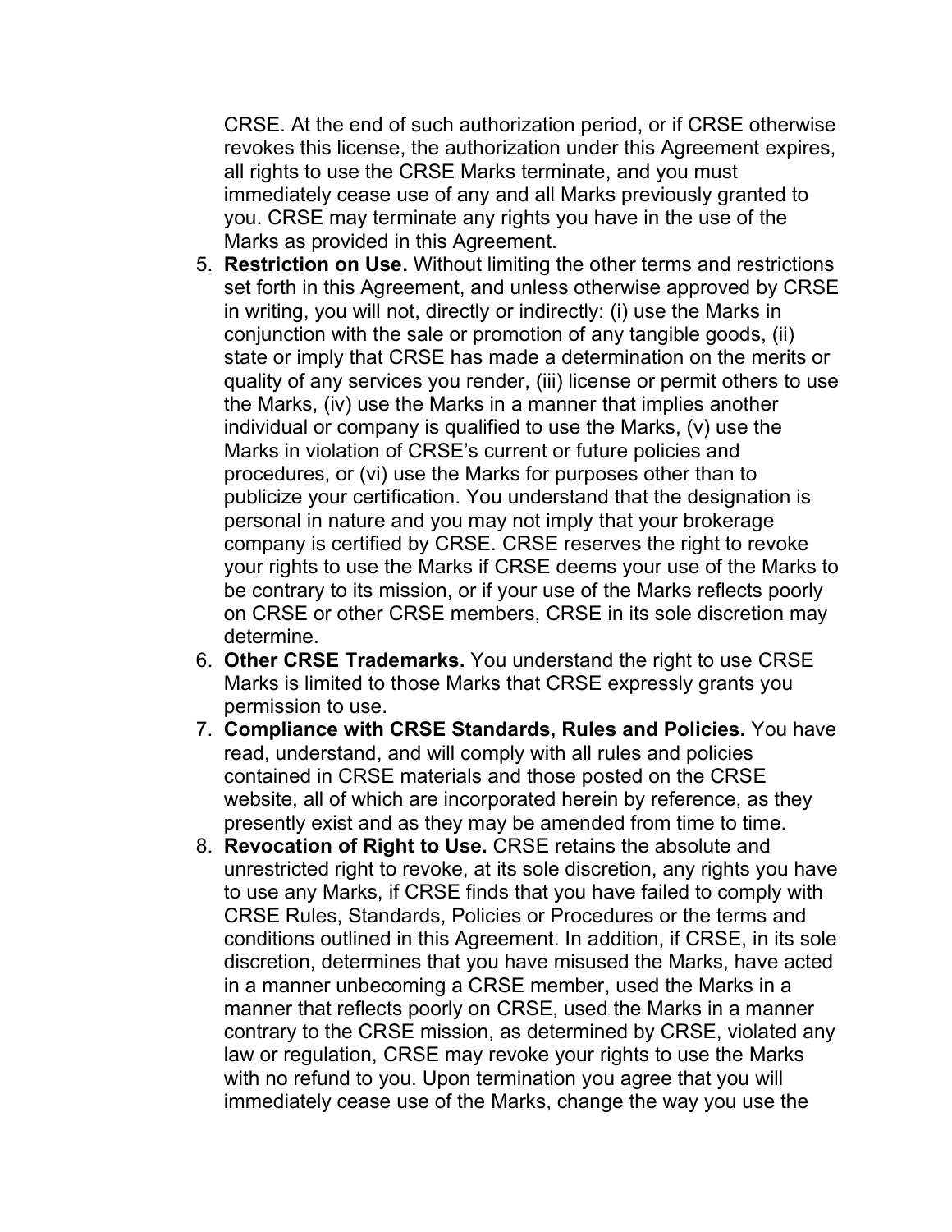CRSE. At the end of such authorization period, or if CRSE otherwise revokes this license, the authorization under this Agreement expires, all rights to use the CRSE Marks terminate, and you must immediately cease use of any and all Marks previously granted to you. CRSE may terminate any rights you have in the use of the Marks as provided in this Agreement.

5. **Restriction on Use.** Without limiting the other terms and restrictions set forth in this Agreement, and unless otherwise approved by CRSE in writing, you will not, directly or indirectly: (i) use the Marks in conjunction with the sale or promotion of any tangible goods, (ii) state or imply that CRSE has made a determination on the merits or quality of any services you render, (iii) license or permit others to use the Marks, (iv) use the Marks in a manner that implies another individual or company is qualified to use the Marks, (v) use the Marks in violation of CRSE's current or future policies and procedures, or (vi) use the Marks for purposes other than to publicize your certification. You understand that the designation is personal in nature and you may not imply that your brokerage company is certified by CRSE. CRSE reserves the right to revoke your rights to use the Marks if CRSE deems your use of the Marks to be contrary to its mission, or if your use of the Marks reflects poorly on CRSE or other CRSE members, CRSE in its sole discretion may determine.
6. **Other CRSE Trademarks.** You understand the right to use CRSE Marks is limited to those Marks that CRSE expressly grants you permission to use.
7. **Compliance with CRSE Standards, Rules and Policies.** You have read, understand, and will comply with all rules and policies contained in CRSE materials and those posted on the CRSE website, all of which are incorporated herein by reference, as they presently exist and as they may be amended from time to time.
8. **Revocation of Right to Use.** CRSE retains the absolute and unrestricted right to revoke, at its sole discretion, any rights you have to use any Marks, if CRSE finds that you have failed to comply with CRSE Rules, Standards, Policies or Procedures or the terms and conditions outlined in this Agreement. In addition, if CRSE, in its sole discretion, determines that you have misused the Marks, have acted in a manner unbecoming a CRSE member, used the Marks in a manner that reflects poorly on CRSE, used the Marks in a manner contrary to the CRSE mission, as determined by CRSE, violated any law or regulation, CRSE may revoke your rights to use the Marks with no refund to you. Upon termination you agree that you will immediately cease use of the Marks, change the way you use the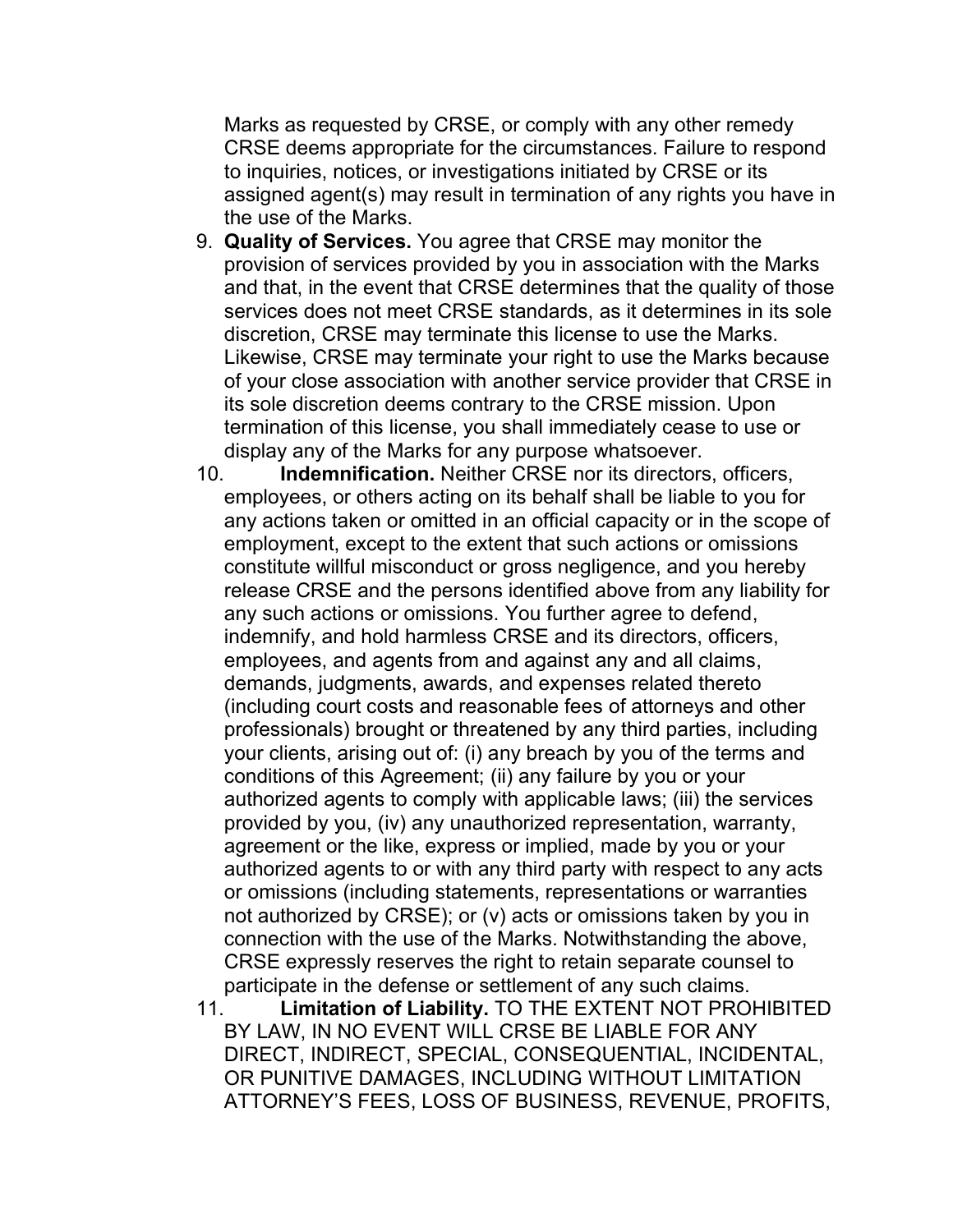Marks as requested by CRSE, or comply with any other remedy CRSE deems appropriate for the circumstances. Failure to respond to inquiries, notices, or investigations initiated by CRSE or its assigned agent(s) may result in termination of any rights you have in the use of the Marks.

9. **Quality of Services.** You agree that CRSE may monitor the provision of services provided by you in association with the Marks and that, in the event that CRSE determines that the quality of those services does not meet CRSE standards, as it determines in its sole discretion, CRSE may terminate this license to use the Marks. Likewise, CRSE may terminate your right to use the Marks because of your close association with another service provider that CRSE in its sole discretion deems contrary to the CRSE mission. Upon termination of this license, you shall immediately cease to use or display any of the Marks for any purpose whatsoever.
10. **Indemnification.** Neither CRSE nor its directors, officers, employees, or others acting on its behalf shall be liable to you for any actions taken or omitted in an official capacity or in the scope of employment, except to the extent that such actions or omissions constitute willful misconduct or gross negligence, and you hereby release CRSE and the persons identified above from any liability for any such actions or omissions. You further agree to defend, indemnify, and hold harmless CRSE and its directors, officers, employees, and agents from and against any and all claims, demands, judgments, awards, and expenses related thereto (including court costs and reasonable fees of attorneys and other professionals) brought or threatened by any third parties, including your clients, arising out of: (i) any breach by you of the terms and conditions of this Agreement; (ii) any failure by you or your authorized agents to comply with applicable laws; (iii) the services provided by you, (iv) any unauthorized representation, warranty, agreement or the like, express or implied, made by you or your authorized agents to or with any third party with respect to any acts or omissions (including statements, representations or warranties not authorized by CRSE); or (v) acts or omissions taken by you in connection with the use of the Marks. Notwithstanding the above, CRSE expressly reserves the right to retain separate counsel to participate in the defense or settlement of any such claims.
11. **Limitation of Liability.** TO THE EXTENT NOT PROHIBITED BY LAW, IN NO EVENT WILL CRSE BE LIABLE FOR ANY DIRECT, INDIRECT, SPECIAL, CONSEQUENTIAL, INCIDENTAL, OR PUNITIVE DAMAGES, INCLUDING WITHOUT LIMITATION ATTORNEY'S FEES, LOSS OF BUSINESS, REVENUE, PROFITS,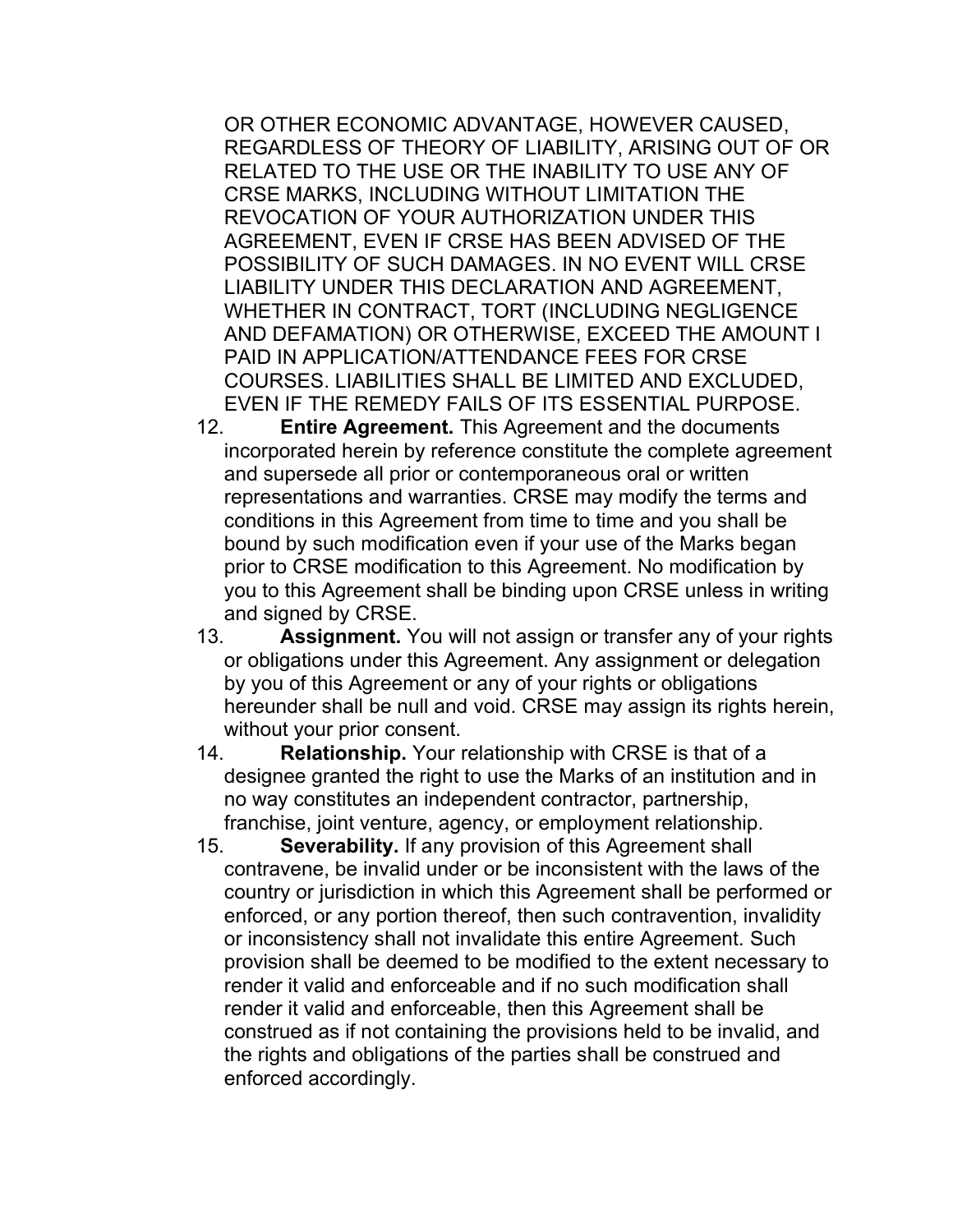OR OTHER ECONOMIC ADVANTAGE, HOWEVER CAUSED, REGARDLESS OF THEORY OF LIABILITY, ARISING OUT OF OR RELATED TO THE USE OR THE INABILITY TO USE ANY OF CRSE MARKS, INCLUDING WITHOUT LIMITATION THE REVOCATION OF YOUR AUTHORIZATION UNDER THIS AGREEMENT, EVEN IF CRSE HAS BEEN ADVISED OF THE POSSIBILITY OF SUCH DAMAGES. IN NO EVENT WILL CRSE LIABILITY UNDER THIS DECLARATION AND AGREEMENT, WHETHER IN CONTRACT, TORT (INCLUDING NEGLIGENCE AND DEFAMATION) OR OTHERWISE, EXCEED THE AMOUNT I PAID IN APPLICATION/ATTENDANCE FEES FOR CRSE COURSES. LIABILITIES SHALL BE LIMITED AND EXCLUDED, EVEN IF THE REMEDY FAILS OF ITS ESSENTIAL PURPOSE.

12. **Entire Agreement.** This Agreement and the documents incorporated herein by reference constitute the complete agreement and supersede all prior or contemporaneous oral or written representations and warranties. CRSE may modify the terms and conditions in this Agreement from time to time and you shall be bound by such modification even if your use of the Marks began prior to CRSE modification to this Agreement. No modification by you to this Agreement shall be binding upon CRSE unless in writing and signed by CRSE.
13. **Assignment.** You will not assign or transfer any of your rights or obligations under this Agreement. Any assignment or delegation by you of this Agreement or any of your rights or obligations hereunder shall be null and void. CRSE may assign its rights herein, without your prior consent.
14. **Relationship.** Your relationship with CRSE is that of a designee granted the right to use the Marks of an institution and in no way constitutes an independent contractor, partnership, franchise, joint venture, agency, or employment relationship.
15. **Severability.** If any provision of this Agreement shall contravene, be invalid under or be inconsistent with the laws of the country or jurisdiction in which this Agreement shall be performed or enforced, or any portion thereof, then such contravention, invalidity or inconsistency shall not invalidate this entire Agreement. Such provision shall be deemed to be modified to the extent necessary to render it valid and enforceable and if no such modification shall render it valid and enforceable, then this Agreement shall be construed as if not containing the provisions held to be invalid, and the rights and obligations of the parties shall be construed and enforced accordingly.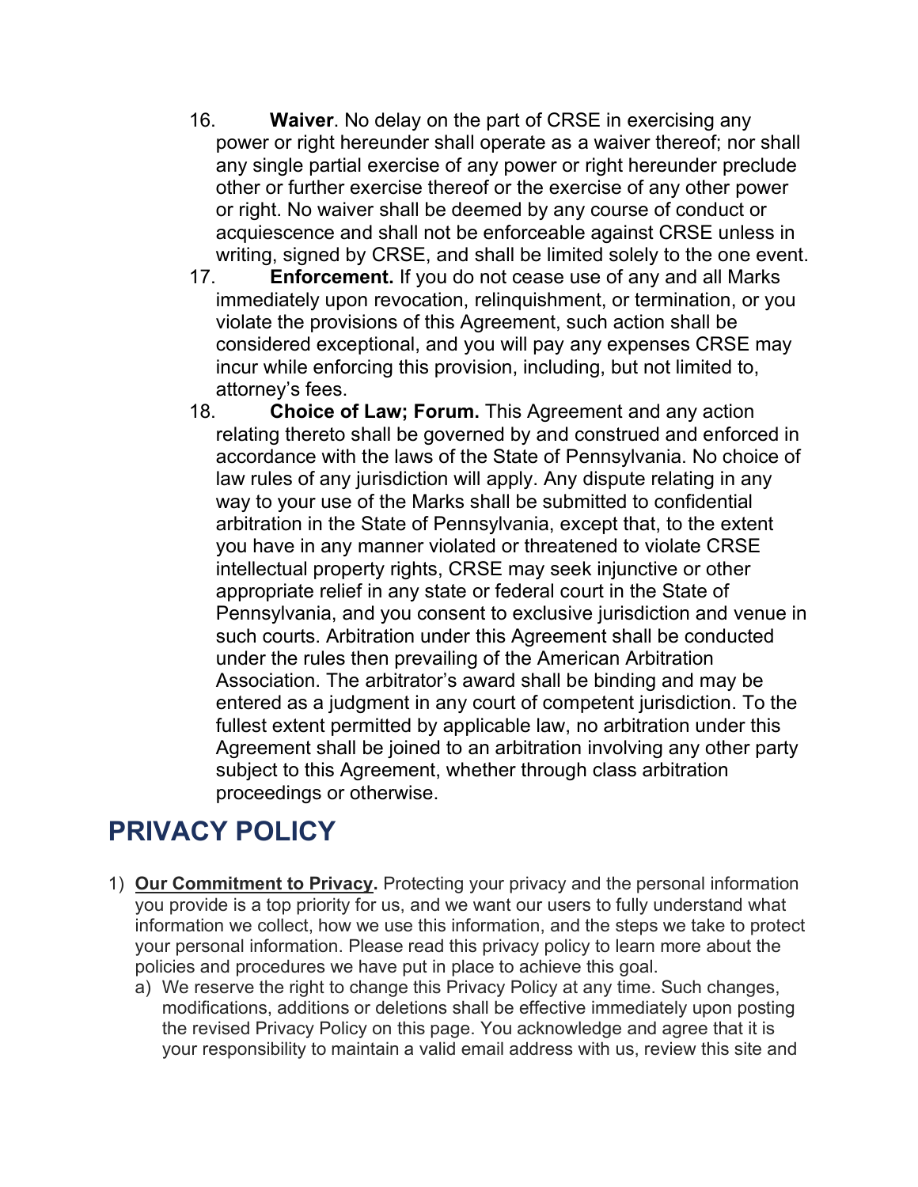16. **Waiver**. No delay on the part of CRSE in exercising any power or right hereunder shall operate as a waiver thereof; nor shall any single partial exercise of any power or right hereunder preclude other or further exercise thereof or the exercise of any other power or right. No waiver shall be deemed by any course of conduct or acquiescence and shall not be enforceable against CRSE unless in writing, signed by CRSE, and shall be limited solely to the one event.
17. **Enforcement.** If you do not cease use of any and all Marks immediately upon revocation, relinquishment, or termination, or you violate the provisions of this Agreement, such action shall be considered exceptional, and you will pay any expenses CRSE may incur while enforcing this provision, including, but not limited to, attorney's fees.
18. **Choice of Law; Forum.** This Agreement and any action relating thereto shall be governed by and construed and enforced in accordance with the laws of the State of Pennsylvania. No choice of law rules of any jurisdiction will apply. Any dispute relating in any way to your use of the Marks shall be submitted to confidential arbitration in the State of Pennsylvania, except that, to the extent you have in any manner violated or threatened to violate CRSE intellectual property rights, CRSE may seek injunctive or other appropriate relief in any state or federal court in the State of Pennsylvania, and you consent to exclusive jurisdiction and venue in such courts. Arbitration under this Agreement shall be conducted under the rules then prevailing of the American Arbitration Association. The arbitrator's award shall be binding and may be entered as a judgment in any court of competent jurisdiction. To the fullest extent permitted by applicable law, no arbitration under this Agreement shall be joined to an arbitration involving any other party subject to this Agreement, whether through class arbitration proceedings or otherwise.

# PRIVACY POLICY

1) **Our Commitment to Privacy.** Protecting your privacy and the personal information you provide is a top priority for us, and we want our users to fully understand what information we collect, how we use this information, and the steps we take to protect your personal information. Please read this privacy policy to learn more about the policies and procedures we have put in place to achieve this goal.
   a) We reserve the right to change this Privacy Policy at any time. Such changes, modifications, additions or deletions shall be effective immediately upon posting the revised Privacy Policy on this page. You acknowledge and agree that it is your responsibility to maintain a valid email address with us, review this site and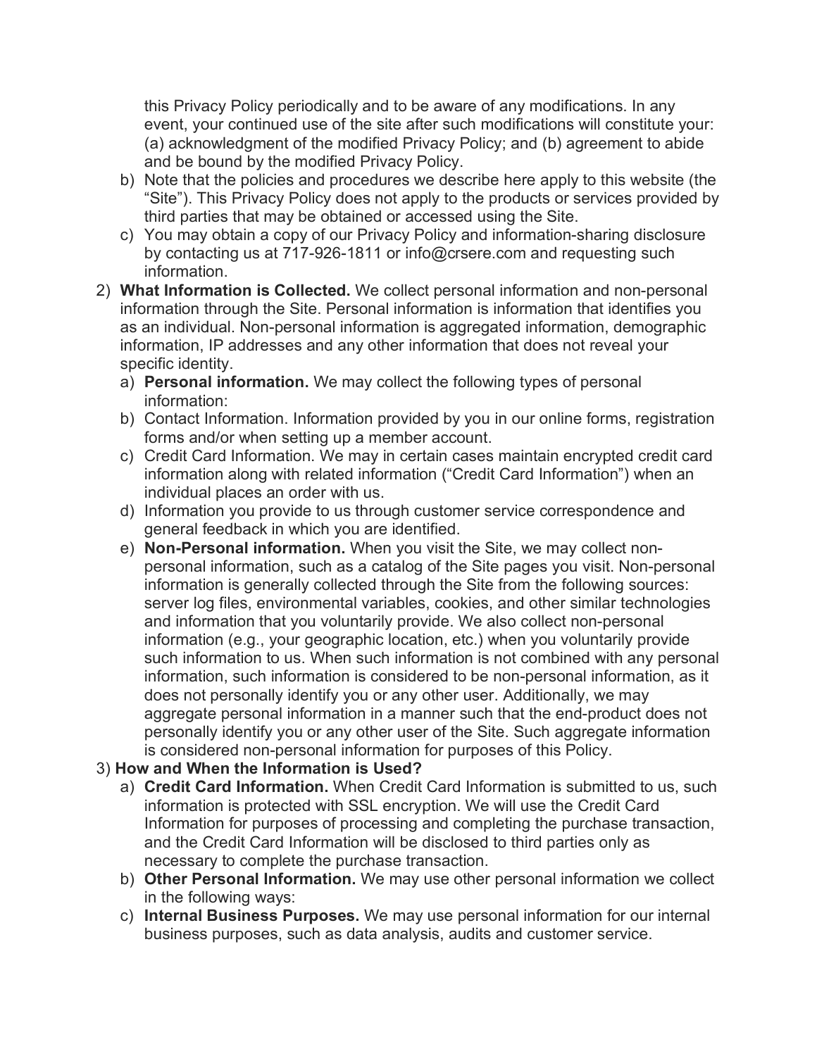this Privacy Policy periodically and to be aware of any modifications. In any event, your continued use of the site after such modifications will constitute your: (a) acknowledgment of the modified Privacy Policy; and (b) agreement to abide and be bound by the modified Privacy Policy.

b) Note that the policies and procedures we describe here apply to this website (the "Site"). This Privacy Policy does not apply to the products or services provided by third parties that may be obtained or accessed using the Site.

c) You may obtain a copy of our Privacy Policy and information-sharing disclosure by contacting us at 717-926-1811 or info@crsere.com and requesting such information.

2) **What Information is Collected.** We collect personal information and non-personal information through the Site. Personal information is information that identifies you as an individual. Non-personal information is aggregated information, demographic information, IP addresses and any other information that does not reveal your specific identity.

   a) **Personal information.** We may collect the following types of personal information:

   b) Contact Information. Information provided by you in our online forms, registration forms and/or when setting up a member account.

   c) Credit Card Information. We may in certain cases maintain encrypted credit card information along with related information ("Credit Card Information") when an individual places an order with us.

   d) Information you provide to us through customer service correspondence and general feedback in which you are identified.

   e) **Non-Personal information.** When you visit the Site, we may collect non-personal information, such as a catalog of the Site pages you visit. Non-personal information is generally collected through the Site from the following sources: server log files, environmental variables, cookies, and other similar technologies and information that you voluntarily provide. We also collect non-personal information (e.g., your geographic location, etc.) when you voluntarily provide such information to us. When such information is not combined with any personal information, such information is considered to be non-personal information, as it does not personally identify you or any other user. Additionally, we may aggregate personal information in a manner such that the end-product does not personally identify you or any other user of the Site. Such aggregate information is considered non-personal information for purposes of this Policy.

3) **How and When the Information is Used?**

   a) **Credit Card Information.** When Credit Card Information is submitted to us, such information is protected with SSL encryption. We will use the Credit Card Information for purposes of processing and completing the purchase transaction, and the Credit Card Information will be disclosed to third parties only as necessary to complete the purchase transaction.

   b) **Other Personal Information.** We may use other personal information we collect in the following ways:

   c) **Internal Business Purposes.** We may use personal information for our internal business purposes, such as data analysis, audits and customer service.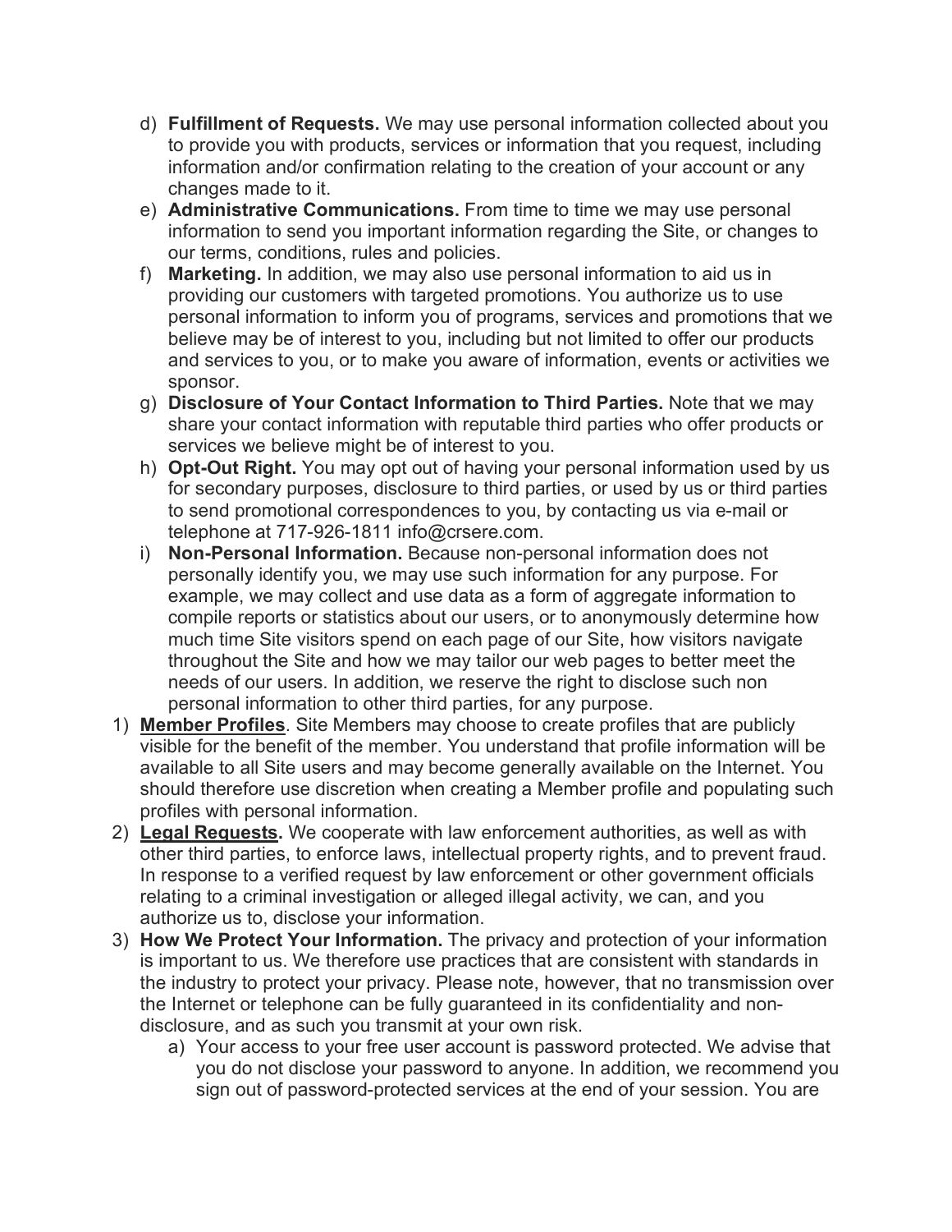d) **Fulfillment of Requests.** We may use personal information collected about you to provide you with products, services or information that you request, including information and/or confirmation relating to the creation of your account or any changes made to it.

e) **Administrative Communications.** From time to time we may use personal information to send you important information regarding the Site, or changes to our terms, conditions, rules and policies.

f) **Marketing.** In addition, we may also use personal information to aid us in providing our customers with targeted promotions. You authorize us to use personal information to inform you of programs, services and promotions that we believe may be of interest to you, including but not limited to offer our products and services to you, or to make you aware of information, events or activities we sponsor.

g) **Disclosure of Your Contact Information to Third Parties.** Note that we may share your contact information with reputable third parties who offer products or services we believe might be of interest to you.

h) **Opt-Out Right.** You may opt out of having your personal information used by us for secondary purposes, disclosure to third parties, or used by us or third parties to send promotional correspondences to you, by contacting us via e-mail or telephone at 717-926-1811 info@crsere.com.

i) **Non-Personal Information.** Because non-personal information does not personally identify you, we may use such information for any purpose. For example, we may collect and use data as a form of aggregate information to compile reports or statistics about our users, or to anonymously determine how much time Site visitors spend on each page of our Site, how visitors navigate throughout the Site and how we may tailor our web pages to better meet the needs of our users. In addition, we reserve the right to disclose such non personal information to other third parties, for any purpose.

1) **Member Profiles**. Site Members may choose to create profiles that are publicly visible for the benefit of the member. You understand that profile information will be available to all Site users and may become generally available on the Internet. You should therefore use discretion when creating a Member profile and populating such profiles with personal information.

2) **Legal Requests.** We cooperate with law enforcement authorities, as well as with other third parties, to enforce laws, intellectual property rights, and to prevent fraud. In response to a verified request by law enforcement or other government officials relating to a criminal investigation or alleged illegal activity, we can, and you authorize us to, disclose your information.

3) **How We Protect Your Information.** The privacy and protection of your information is important to us. We therefore use practices that are consistent with standards in the industry to protect your privacy. Please note, however, that no transmission over the Internet or telephone can be fully guaranteed in its confidentiality and non-disclosure, and as such you transmit at your own risk.

   a) Your access to your free user account is password protected. We advise that you do not disclose your password to anyone. In addition, we recommend you sign out of password-protected services at the end of your session. You are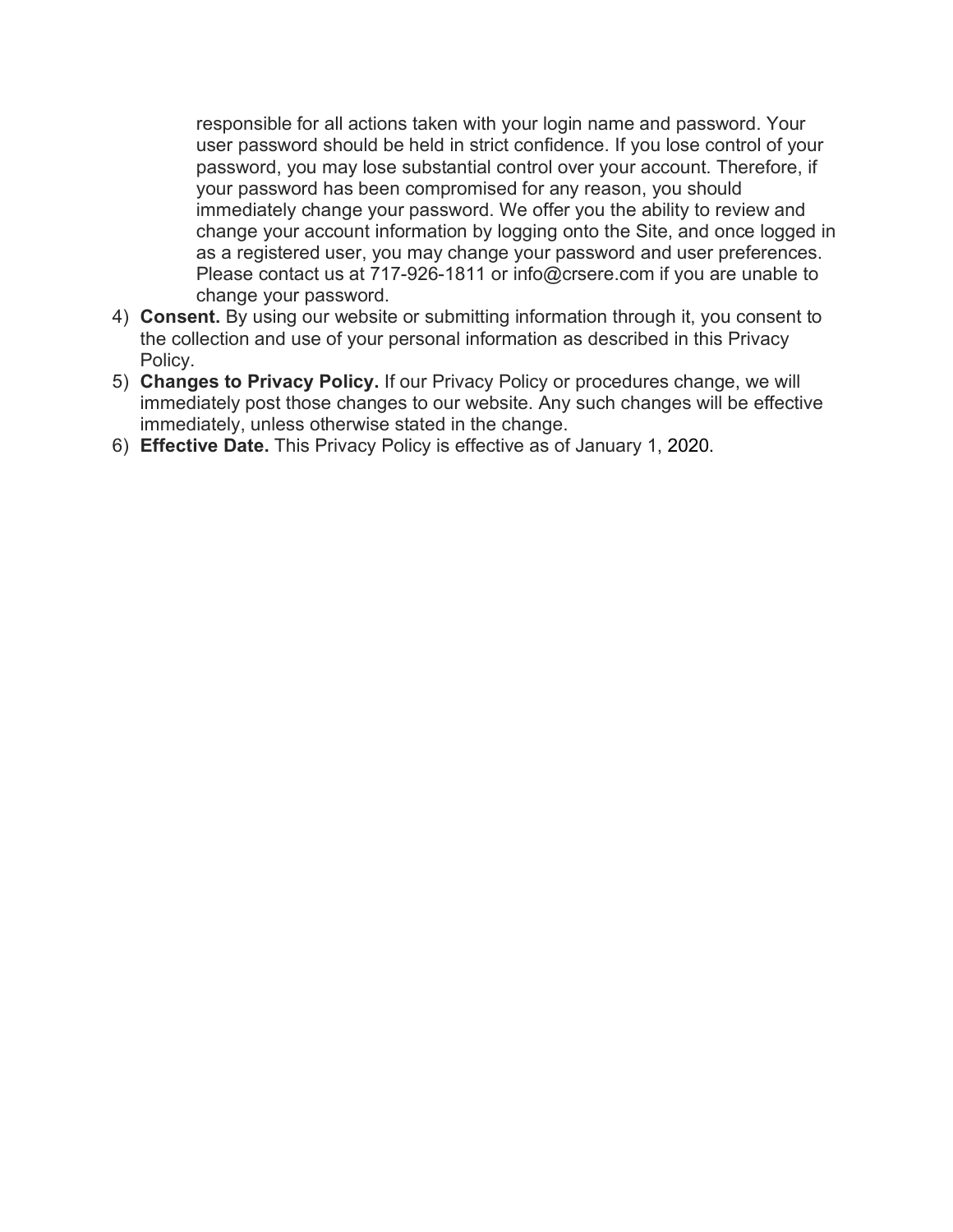responsible for all actions taken with your login name and password. Your user password should be held in strict confidence. If you lose control of your password, you may lose substantial control over your account. Therefore, if your password has been compromised for any reason, you should immediately change your password. We offer you the ability to review and change your account information by logging onto the Site, and once logged in as a registered user, you may change your password and user preferences. Please contact us at 717-926-1811 or info@crsere.com if you are unable to change your password.

4) **Consent.** By using our website or submitting information through it, you consent to the collection and use of your personal information as described in this Privacy Policy.
5) **Changes to Privacy Policy.** If our Privacy Policy or procedures change, we will immediately post those changes to our website. Any such changes will be effective immediately, unless otherwise stated in the change.
6) **Effective Date.** This Privacy Policy is effective as of January 1, 2020.